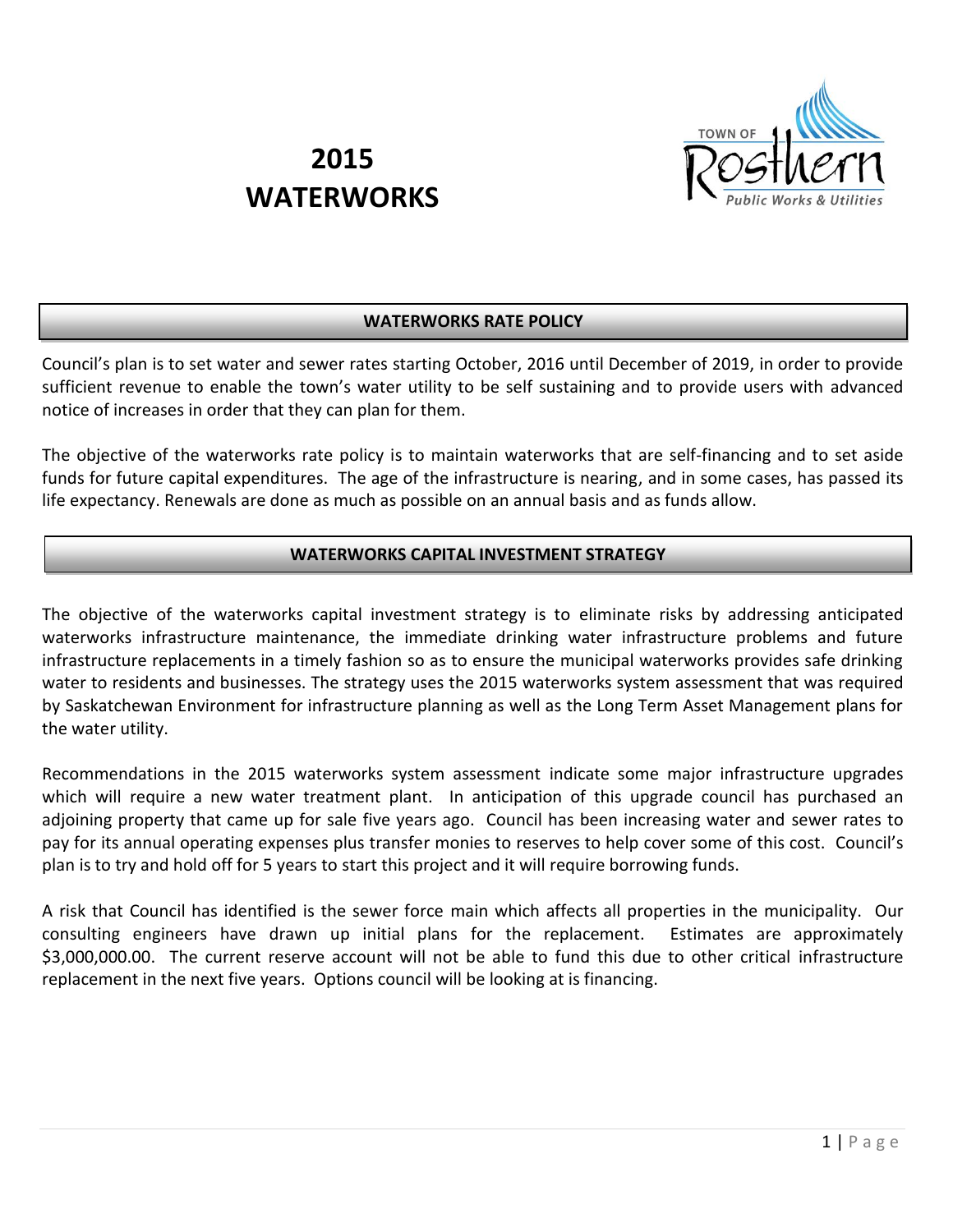# 2015 WATERWORKS

TOWN OF Rosthern *Public Works & Utilities*

## WATERWORKS RATE POLICY

Council's plan is to set water and sewer rates starting October, 2016 until December of 2019, in order to provide sufficient revenue to enable the town's water utility to be self sustaining and to provide users with advanced notice of increases in order that they can plan for them.

The objective of the waterworks rate policy is to maintain waterworks that are self-financing and to set aside funds for future capital expenditures. The age of the infrastructure is nearing, and in some cases, has passed its life expectancy. Renewals are done as much as possible on an annual basis and as funds allow.

## WATERWORKS CAPITAL INVESTMENT STRATEGY

The objective of the waterworks capital investment strategy is to eliminate risks by addressing anticipated waterworks infrastructure maintenance, the immediate drinking water infrastructure problems and future infrastructure replacements in a timely fashion so as to ensure the municipal waterworks provides safe drinking water to residents and businesses. The strategy uses the 2015 waterworks system assessment that was required by Saskatchewan Environment for infrastructure planning as well as the Long Term Asset Management plans for the water utility.

Recommendations in the 2015 waterworks system assessment indicate some major infrastructure upgrades which will require a new water treatment plant. In anticipation of this upgrade council has purchased an adjoining property that came up for sale five years ago. Council has been increasing water and sewer rates to pay for its annual operating expenses plus transfer monies to reserves to help cover some of this cost. Council's plan is to try and hold off for 5 years to start this project and it will require borrowing funds.

A risk that Council has identified is the sewer force main which affects all properties in the municipality. Our consulting engineers have drawn up initial plans for the replacement. Estimates are approximately $3,000,000.00. The current reserve account will not be able to fund this due to other critical infrastructure replacement in the next five years. Options council will be looking at is financing.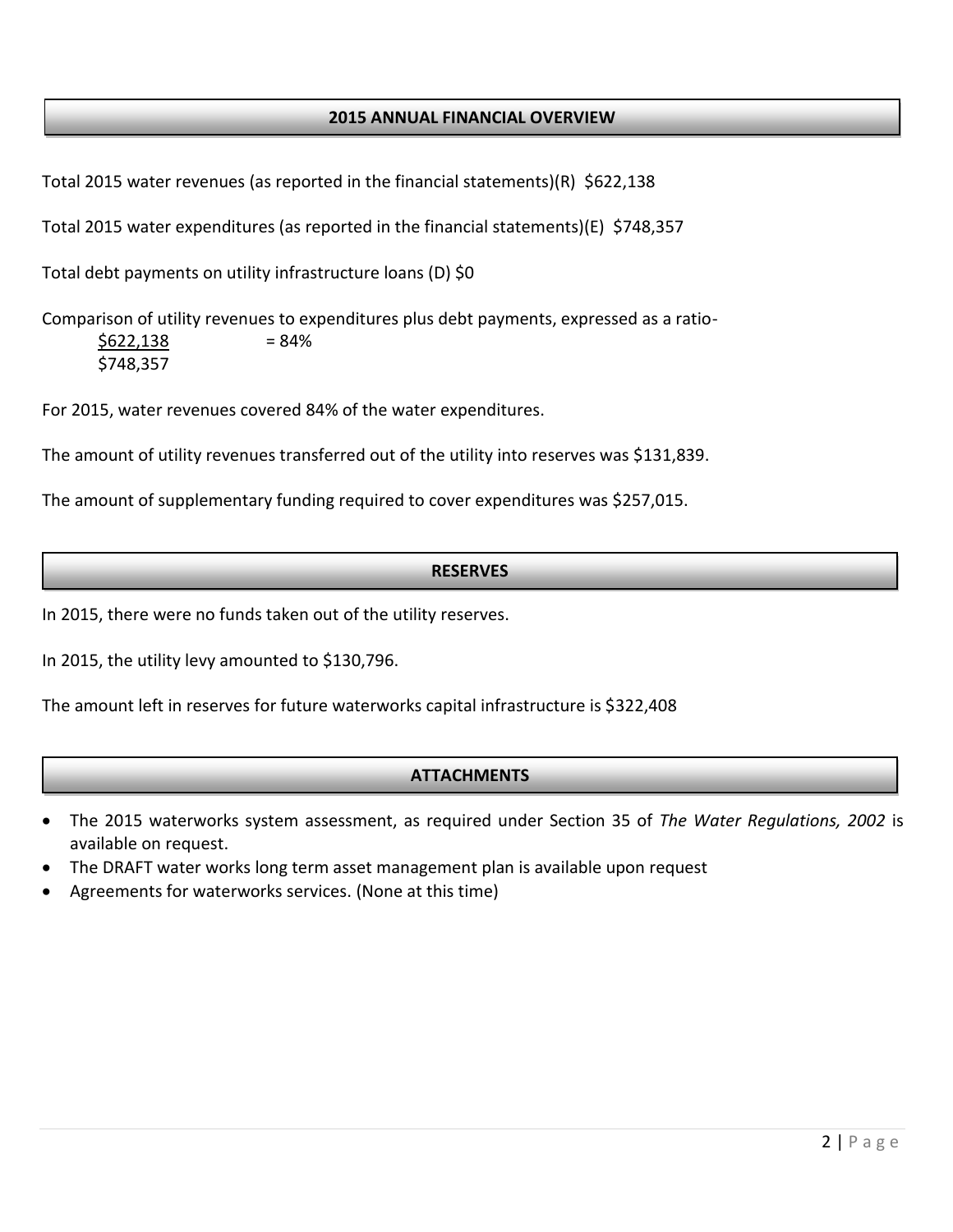## 2015 ANNUAL FINANCIAL OVERVIEW

Total 2015 water revenues (as reported in the financial statements)(R) $622,138

Total 2015 water expenditures (as reported in the financial statements)(E) $748,357

Total debt payments on utility infrastructure loans (D) $0

Comparison of utility revenues to expenditures plus debt payments, expressed as a ratio-

$$\frac{\$622{,}138}{\$748{,}357} = 84\%$$

For 2015, water revenues covered 84% of the water expenditures.

The amount of utility revenues transferred out of the utility into reserves was $131,839.

The amount of supplementary funding required to cover expenditures was $257,015.

## RESERVES

In 2015, there were no funds taken out of the utility reserves.

In 2015, the utility levy amounted to $130,796.

The amount left in reserves for future waterworks capital infrastructure is $322,408

## ATTACHMENTS

- The 2015 waterworks system assessment, as required under Section 35 of *The Water Regulations, 2002* is available on request.
- The DRAFT water works long term asset management plan is available upon request
- Agreements for waterworks services. (None at this time)